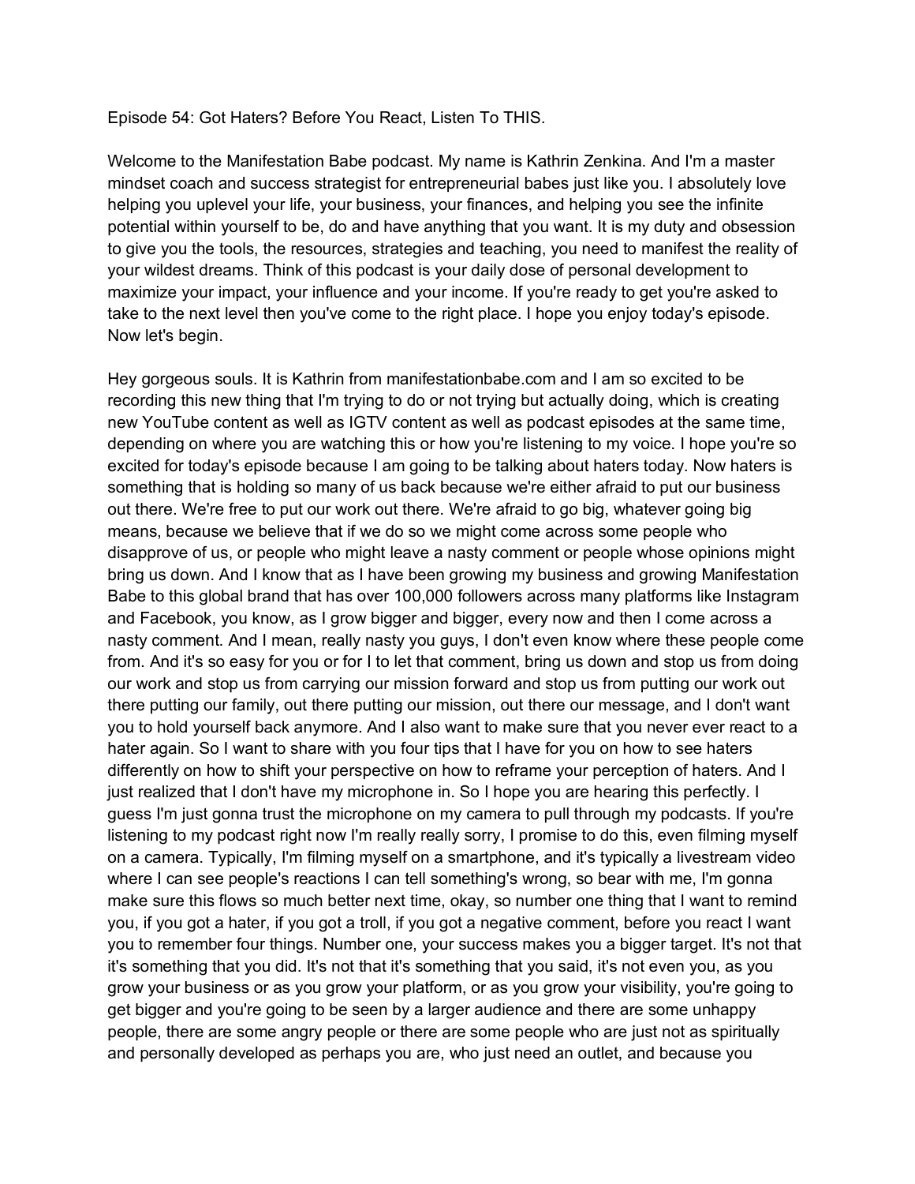Episode 54: Got Haters? Before You React, Listen To THIS.

Welcome to the Manifestation Babe podcast. My name is Kathrin Zenkina. And I'm a master mindset coach and success strategist for entrepreneurial babes just like you. I absolutely love helping you uplevel your life, your business, your finances, and helping you see the infinite potential within yourself to be, do and have anything that you want. It is my duty and obsession to give you the tools, the resources, strategies and teaching, you need to manifest the reality of your wildest dreams. Think of this podcast is your daily dose of personal development to maximize your impact, your influence and your income. If you're ready to get you're asked to take to the next level then you've come to the right place. I hope you enjoy today's episode. Now let's begin.

Hey gorgeous souls. It is Kathrin from manifestationbabe.com and I am so excited to be recording this new thing that I'm trying to do or not trying but actually doing, which is creating new YouTube content as well as IGTV content as well as podcast episodes at the same time, depending on where you are watching this or how you're listening to my voice. I hope you're so excited for today's episode because I am going to be talking about haters today. Now haters is something that is holding so many of us back because we're either afraid to put our business out there. We're free to put our work out there. We're afraid to go big, whatever going big means, because we believe that if we do so we might come across some people who disapprove of us, or people who might leave a nasty comment or people whose opinions might bring us down. And I know that as I have been growing my business and growing Manifestation Babe to this global brand that has over 100,000 followers across many platforms like Instagram and Facebook, you know, as I grow bigger and bigger, every now and then I come across a nasty comment. And I mean, really nasty you guys, I don't even know where these people come from. And it's so easy for you or for I to let that comment, bring us down and stop us from doing our work and stop us from carrying our mission forward and stop us from putting our work out there putting our family, out there putting our mission, out there our message, and I don't want you to hold yourself back anymore. And I also want to make sure that you never ever react to a hater again. So I want to share with you four tips that I have for you on how to see haters differently on how to shift your perspective on how to reframe your perception of haters. And I just realized that I don't have my microphone in. So I hope you are hearing this perfectly. I guess I'm just gonna trust the microphone on my camera to pull through my podcasts. If you're listening to my podcast right now I'm really really sorry, I promise to do this, even filming myself on a camera. Typically, I'm filming myself on a smartphone, and it's typically a livestream video where I can see people's reactions I can tell something's wrong, so bear with me, I'm gonna make sure this flows so much better next time, okay, so number one thing that I want to remind you, if you got a hater, if you got a troll, if you got a negative comment, before you react I want you to remember four things. Number one, your success makes you a bigger target. It's not that it's something that you did. It's not that it's something that you said, it's not even you, as you grow your business or as you grow your platform, or as you grow your visibility, you're going to get bigger and you're going to be seen by a larger audience and there are some unhappy people, there are some angry people or there are some people who are just not as spiritually and personally developed as perhaps you are, who just need an outlet, and because you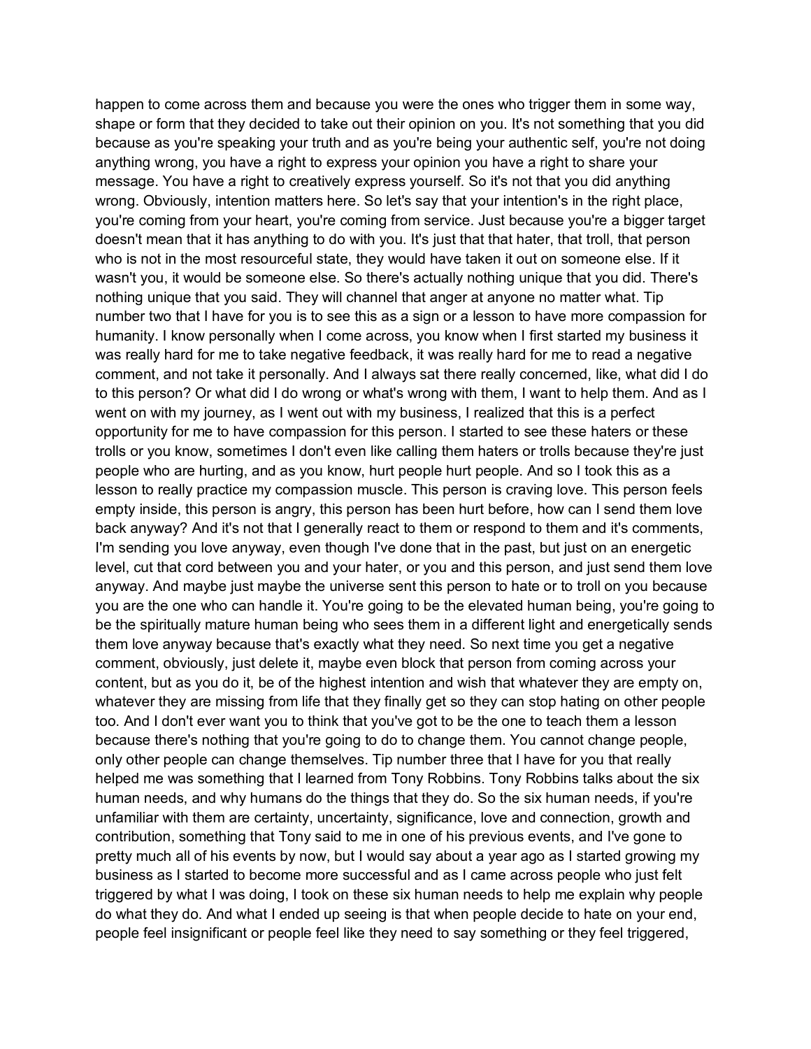happen to come across them and because you were the ones who trigger them in some way, shape or form that they decided to take out their opinion on you. It's not something that you did because as you're speaking your truth and as you're being your authentic self, you're not doing anything wrong, you have a right to express your opinion you have a right to share your message. You have a right to creatively express yourself. So it's not that you did anything wrong. Obviously, intention matters here. So let's say that your intention's in the right place, you're coming from your heart, you're coming from service. Just because you're a bigger target doesn't mean that it has anything to do with you. It's just that that hater, that troll, that person who is not in the most resourceful state, they would have taken it out on someone else. If it wasn't you, it would be someone else. So there's actually nothing unique that you did. There's nothing unique that you said. They will channel that anger at anyone no matter what. Tip number two that I have for you is to see this as a sign or a lesson to have more compassion for humanity. I know personally when I come across, you know when I first started my business it was really hard for me to take negative feedback, it was really hard for me to read a negative comment, and not take it personally. And I always sat there really concerned, like, what did I do to this person? Or what did I do wrong or what's wrong with them, I want to help them. And as I went on with my journey, as I went out with my business, I realized that this is a perfect opportunity for me to have compassion for this person. I started to see these haters or these trolls or you know, sometimes I don't even like calling them haters or trolls because they're just people who are hurting, and as you know, hurt people hurt people. And so I took this as a lesson to really practice my compassion muscle. This person is craving love. This person feels empty inside, this person is angry, this person has been hurt before, how can I send them love back anyway? And it's not that I generally react to them or respond to them and it's comments, I'm sending you love anyway, even though I've done that in the past, but just on an energetic level, cut that cord between you and your hater, or you and this person, and just send them love anyway. And maybe just maybe the universe sent this person to hate or to troll on you because you are the one who can handle it. You're going to be the elevated human being, you're going to be the spiritually mature human being who sees them in a different light and energetically sends them love anyway because that's exactly what they need. So next time you get a negative comment, obviously, just delete it, maybe even block that person from coming across your content, but as you do it, be of the highest intention and wish that whatever they are empty on, whatever they are missing from life that they finally get so they can stop hating on other people too. And I don't ever want you to think that you've got to be the one to teach them a lesson because there's nothing that you're going to do to change them. You cannot change people, only other people can change themselves. Tip number three that I have for you that really helped me was something that I learned from Tony Robbins. Tony Robbins talks about the six human needs, and why humans do the things that they do. So the six human needs, if you're unfamiliar with them are certainty, uncertainty, significance, love and connection, growth and contribution, something that Tony said to me in one of his previous events, and I've gone to pretty much all of his events by now, but I would say about a year ago as I started growing my business as I started to become more successful and as I came across people who just felt triggered by what I was doing, I took on these six human needs to help me explain why people do what they do. And what I ended up seeing is that when people decide to hate on your end, people feel insignificant or people feel like they need to say something or they feel triggered,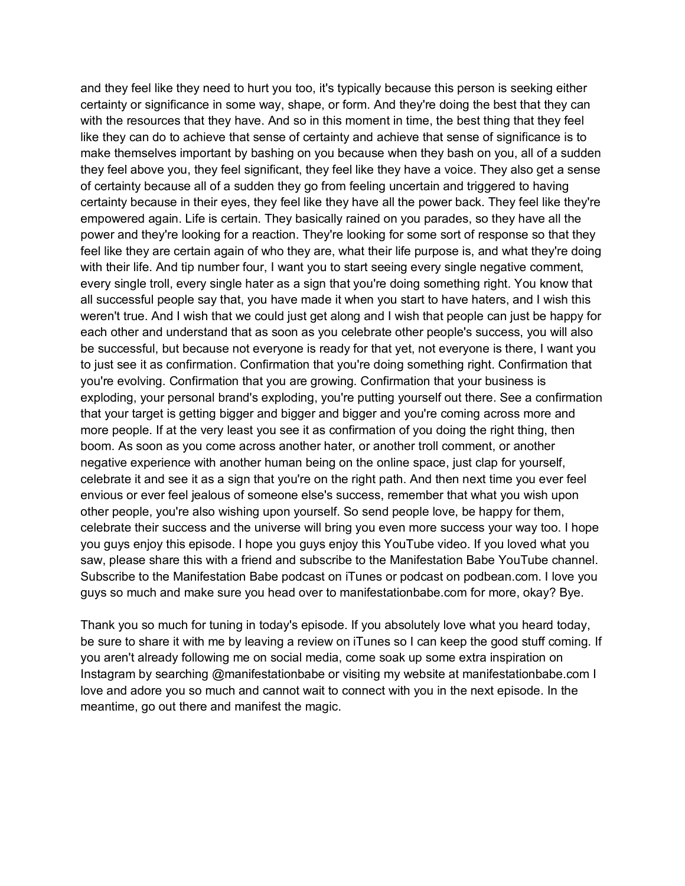and they feel like they need to hurt you too, it's typically because this person is seeking either certainty or significance in some way, shape, or form. And they're doing the best that they can with the resources that they have. And so in this moment in time, the best thing that they feel like they can do to achieve that sense of certainty and achieve that sense of significance is to make themselves important by bashing on you because when they bash on you, all of a sudden they feel above you, they feel significant, they feel like they have a voice. They also get a sense of certainty because all of a sudden they go from feeling uncertain and triggered to having certainty because in their eyes, they feel like they have all the power back. They feel like they're empowered again. Life is certain. They basically rained on you parades, so they have all the power and they're looking for a reaction. They're looking for some sort of response so that they feel like they are certain again of who they are, what their life purpose is, and what they're doing with their life. And tip number four, I want you to start seeing every single negative comment, every single troll, every single hater as a sign that you're doing something right. You know that all successful people say that, you have made it when you start to have haters, and I wish this weren't true. And I wish that we could just get along and I wish that people can just be happy for each other and understand that as soon as you celebrate other people's success, you will also be successful, but because not everyone is ready for that yet, not everyone is there, I want you to just see it as confirmation. Confirmation that you're doing something right. Confirmation that you're evolving. Confirmation that you are growing. Confirmation that your business is exploding, your personal brand's exploding, you're putting yourself out there. See a confirmation that your target is getting bigger and bigger and bigger and you're coming across more and more people. If at the very least you see it as confirmation of you doing the right thing, then boom. As soon as you come across another hater, or another troll comment, or another negative experience with another human being on the online space, just clap for yourself, celebrate it and see it as a sign that you're on the right path. And then next time you ever feel envious or ever feel jealous of someone else's success, remember that what you wish upon other people, you're also wishing upon yourself. So send people love, be happy for them, celebrate their success and the universe will bring you even more success your way too. I hope you guys enjoy this episode. I hope you guys enjoy this YouTube video. If you loved what you saw, please share this with a friend and subscribe to the Manifestation Babe YouTube channel. Subscribe to the Manifestation Babe podcast on iTunes or podcast on podbean.com. I love you guys so much and make sure you head over to manifestationbabe.com for more, okay? Bye.

Thank you so much for tuning in today's episode. If you absolutely love what you heard today, be sure to share it with me by leaving a review on iTunes so I can keep the good stuff coming. If you aren't already following me on social media, come soak up some extra inspiration on Instagram by searching @manifestationbabe or visiting my website at manifestationbabe.com I love and adore you so much and cannot wait to connect with you in the next episode. In the meantime, go out there and manifest the magic.